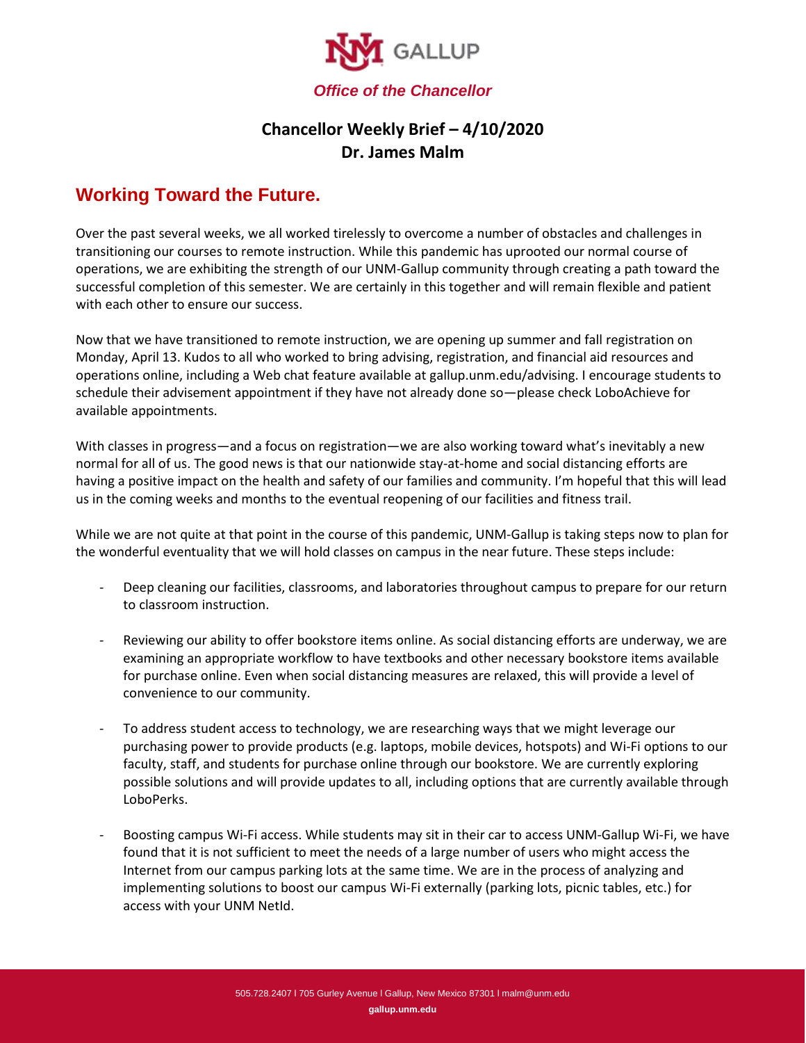NM GALLUP

*Office of the Chancellor*

**Chancellor Weekly Brief – 4/10/2020**
**Dr. James Malm**

## Working Toward the Future.

Over the past several weeks, we all worked tirelessly to overcome a number of obstacles and challenges in transitioning our courses to remote instruction. While this pandemic has uprooted our normal course of operations, we are exhibiting the strength of our UNM-Gallup community through creating a path toward the successful completion of this semester. We are certainly in this together and will remain flexible and patient with each other to ensure our success.

Now that we have transitioned to remote instruction, we are opening up summer and fall registration on Monday, April 13. Kudos to all who worked to bring advising, registration, and financial aid resources and operations online, including a Web chat feature available at gallup.unm.edu/advising. I encourage students to schedule their advisement appointment if they have not already done so—please check LoboAchieve for available appointments.

With classes in progress—and a focus on registration—we are also working toward what's inevitably a new normal for all of us. The good news is that our nationwide stay-at-home and social distancing efforts are having a positive impact on the health and safety of our families and community. I'm hopeful that this will lead us in the coming weeks and months to the eventual reopening of our facilities and fitness trail.

While we are not quite at that point in the course of this pandemic, UNM-Gallup is taking steps now to plan for the wonderful eventuality that we will hold classes on campus in the near future. These steps include:

- Deep cleaning our facilities, classrooms, and laboratories throughout campus to prepare for our return to classroom instruction.
- Reviewing our ability to offer bookstore items online. As social distancing efforts are underway, we are examining an appropriate workflow to have textbooks and other necessary bookstore items available for purchase online. Even when social distancing measures are relaxed, this will provide a level of convenience to our community.
- To address student access to technology, we are researching ways that we might leverage our purchasing power to provide products (e.g. laptops, mobile devices, hotspots) and Wi-Fi options to our faculty, staff, and students for purchase online through our bookstore. We are currently exploring possible solutions and will provide updates to all, including options that are currently available through LoboPerks.
- Boosting campus Wi-Fi access. While students may sit in their car to access UNM-Gallup Wi-Fi, we have found that it is not sufficient to meet the needs of a large number of users who might access the Internet from our campus parking lots at the same time. We are in the process of analyzing and implementing solutions to boost our campus Wi-Fi externally (parking lots, picnic tables, etc.) for access with your UNM NetId.

505.728.2407 l 705 Gurley Avenue l Gallup, New Mexico 87301 l malm@unm.edu
**gallup.unm.edu**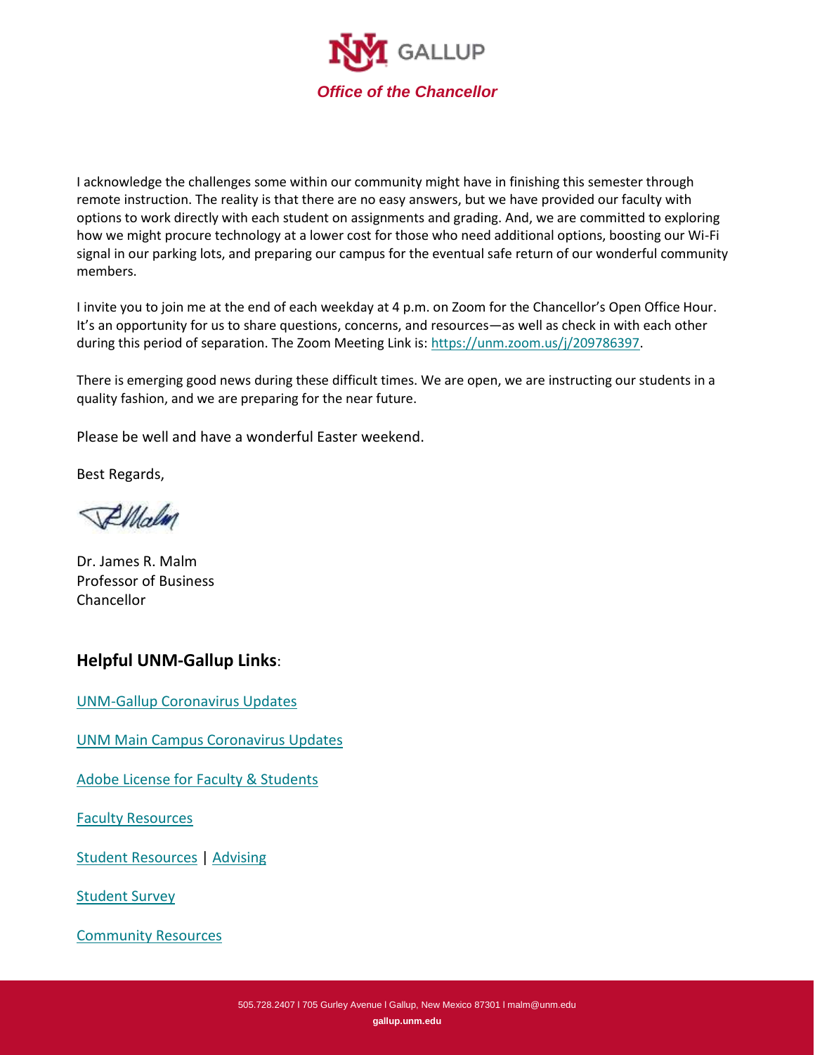GALLUP

***Office of the Chancellor***

I acknowledge the challenges some within our community might have in finishing this semester through remote instruction. The reality is that there are no easy answers, but we have provided our faculty with options to work directly with each student on assignments and grading. And, we are committed to exploring how we might procure technology at a lower cost for those who need additional options, boosting our Wi-Fi signal in our parking lots, and preparing our campus for the eventual safe return of our wonderful community members.

I invite you to join me at the end of each weekday at 4 p.m. on Zoom for the Chancellor's Open Office Hour. It's an opportunity for us to share questions, concerns, and resources—as well as check in with each other during this period of separation. The Zoom Meeting Link is: https://unm.zoom.us/j/209786397.

There is emerging good news during these difficult times. We are open, we are instructing our students in a quality fashion, and we are preparing for the near future.

Please be well and have a wonderful Easter weekend.

Best Regards,

Dr. James R. Malm
Professor of Business
Chancellor

## **Helpful UNM-Gallup Links**:

UNM-Gallup Coronavirus Updates

UNM Main Campus Coronavirus Updates

Adobe License for Faculty & Students

Faculty Resources

Student Resources | Advising

Student Survey

Community Resources

505.728.2407 l 705 Gurley Avenue l Gallup, New Mexico 87301 l malm@unm.edu

**gallup.unm.edu**